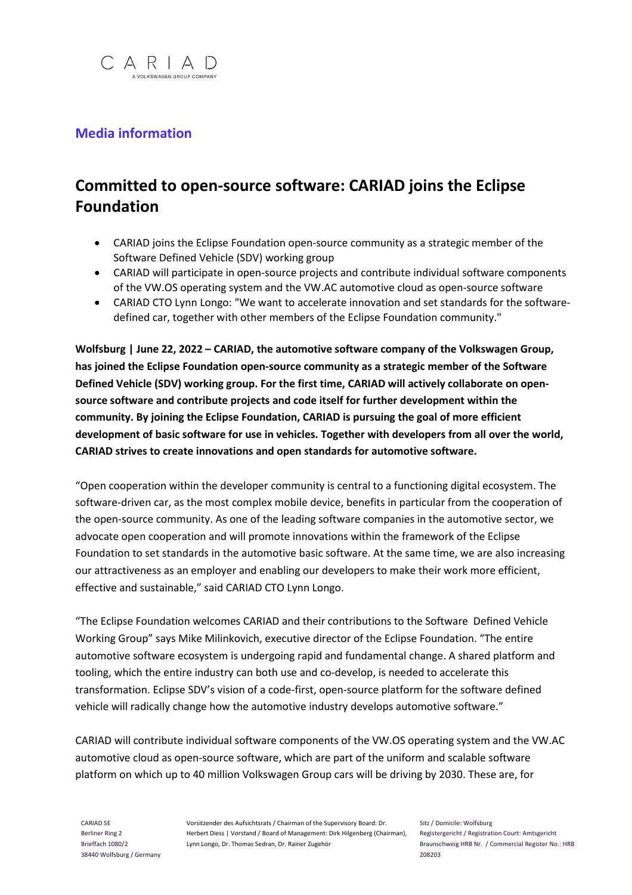CARIAD
A VOLKSWAGEN GROUP COMPANY

**Media information**

# Committed to open-source software: CARIAD joins the Eclipse Foundation

- CARIAD joins the Eclipse Foundation open-source community as a strategic member of the Software Defined Vehicle (SDV) working group
- CARIAD will participate in open-source projects and contribute individual software components of the VW.OS operating system and the VW.AC automotive cloud as open-source software
- CARIAD CTO Lynn Longo: "We want to accelerate innovation and set standards for the software-defined car, together with other members of the Eclipse Foundation community."

**Wolfsburg | June 22, 2022 – CARIAD, the automotive software company of the Volkswagen Group, has joined the Eclipse Foundation open-source community as a strategic member of the Software Defined Vehicle (SDV) working group. For the first time, CARIAD will actively collaborate on open-source software and contribute projects and code itself for further development within the community. By joining the Eclipse Foundation, CARIAD is pursuing the goal of more efficient development of basic software for use in vehicles. Together with developers from all over the world, CARIAD strives to create innovations and open standards for automotive software.**

"Open cooperation within the developer community is central to a functioning digital ecosystem. The software-driven car, as the most complex mobile device, benefits in particular from the cooperation of the open-source community. As one of the leading software companies in the automotive sector, we advocate open cooperation and will promote innovations within the framework of the Eclipse Foundation to set standards in the automotive basic software. At the same time, we are also increasing our attractiveness as an employer and enabling our developers to make their work more efficient, effective and sustainable," said CARIAD CTO Lynn Longo.

"The Eclipse Foundation welcomes CARIAD and their contributions to the Software Defined Vehicle Working Group" says Mike Milinkovich, executive director of the Eclipse Foundation. "The entire automotive software ecosystem is undergoing rapid and fundamental change. A shared platform and tooling, which the entire industry can both use and co-develop, is needed to accelerate this transformation. Eclipse SDV's vision of a code-first, open-source platform for the software defined vehicle will radically change how the automotive industry develops automotive software."

CARIAD will contribute individual software components of the VW.OS operating system and the VW.AC automotive cloud as open-source software, which are part of the uniform and scalable software platform on which up to 40 million Volkswagen Group cars will be driving by 2030. These are, for

CARIAD SE
Berliner Ring 2
Brieffach 1080/2
38440 Wolfsburg / Germany

Vorsitzender des Aufsichtsrats / Chairman of the Supervisory Board: Dr. Herbert Diess | Vorstand / Board of Management: Dirk Hilgenberg (Chairman), Lynn Longo, Dr. Thomas Sedran, Dr. Rainer Zugehör

Sitz / Domicile: Wolfsburg
Registergericht / Registration Court: Amtsgericht Braunschweig HRB Nr. / Commercial Register No.: HRB 208203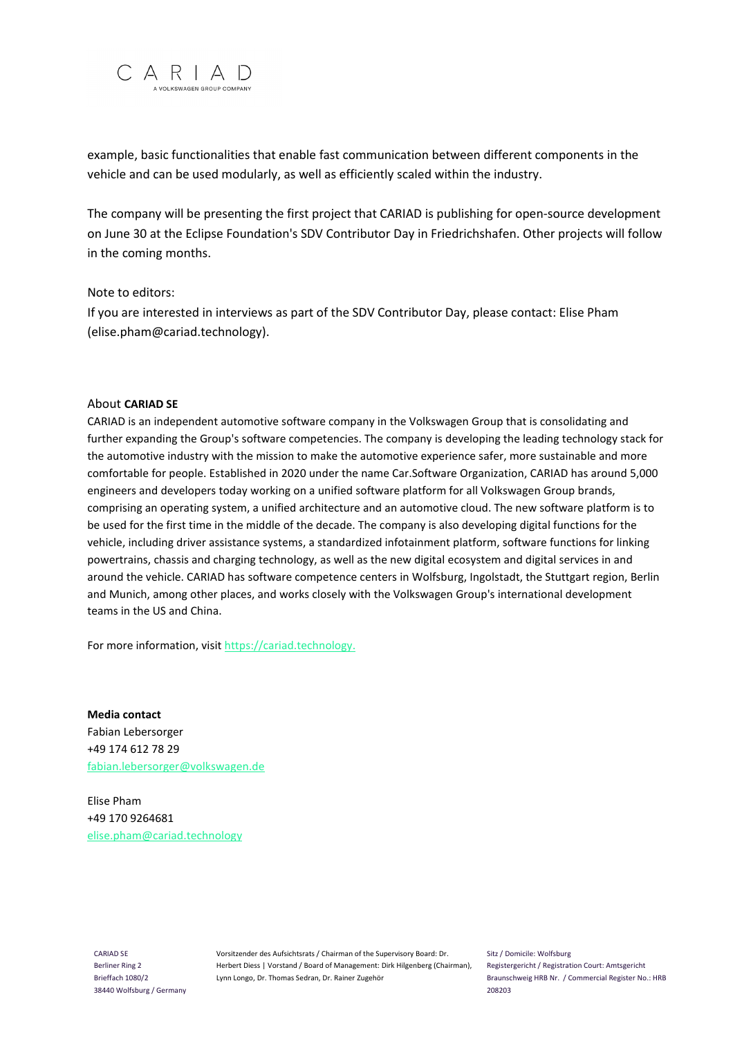example, basic functionalities that enable fast communication between different components in the vehicle and can be used modularly, as well as efficiently scaled within the industry.

The company will be presenting the first project that CARIAD is publishing for open-source development on June 30 at the Eclipse Foundation's SDV Contributor Day in Friedrichshafen. Other projects will follow in the coming months.

Note to editors:
If you are interested in interviews as part of the SDV Contributor Day, please contact: Elise Pham (elise.pham@cariad.technology).

About **CARIAD SE**

CARIAD is an independent automotive software company in the Volkswagen Group that is consolidating and further expanding the Group's software competencies. The company is developing the leading technology stack for the automotive industry with the mission to make the automotive experience safer, more sustainable and more comfortable for people. Established in 2020 under the name Car.Software Organization, CARIAD has around 5,000 engineers and developers today working on a unified software platform for all Volkswagen Group brands, comprising an operating system, a unified architecture and an automotive cloud. The new software platform is to be used for the first time in the middle of the decade. The company is also developing digital functions for the vehicle, including driver assistance systems, a standardized infotainment platform, software functions for linking powertrains, chassis and charging technology, as well as the new digital ecosystem and digital services in and around the vehicle. CARIAD has software competence centers in Wolfsburg, Ingolstadt, the Stuttgart region, Berlin and Munich, among other places, and works closely with the Volkswagen Group's international development teams in the US and China.

For more information, visit https://cariad.technology.

**Media contact**
Fabian Lebersorger
+49 174 612 78 29
fabian.lebersorger@volkswagen.de

Elise Pham
+49 170 9264681
elise.pham@cariad.technology

CARIAD SE
Berliner Ring 2
Brieffach 1080/2
38440 Wolfsburg / Germany

Vorsitzender des Aufsichtsrats / Chairman of the Supervisory Board: Dr. Herbert Diess | Vorstand / Board of Management: Dirk Hilgenberg (Chairman), Lynn Longo, Dr. Thomas Sedran, Dr. Rainer Zugehör

Sitz / Domicile: Wolfsburg
Registergericht / Registration Court: Amtsgericht Braunschweig HRB Nr. / Commercial Register No.: HRB 208203